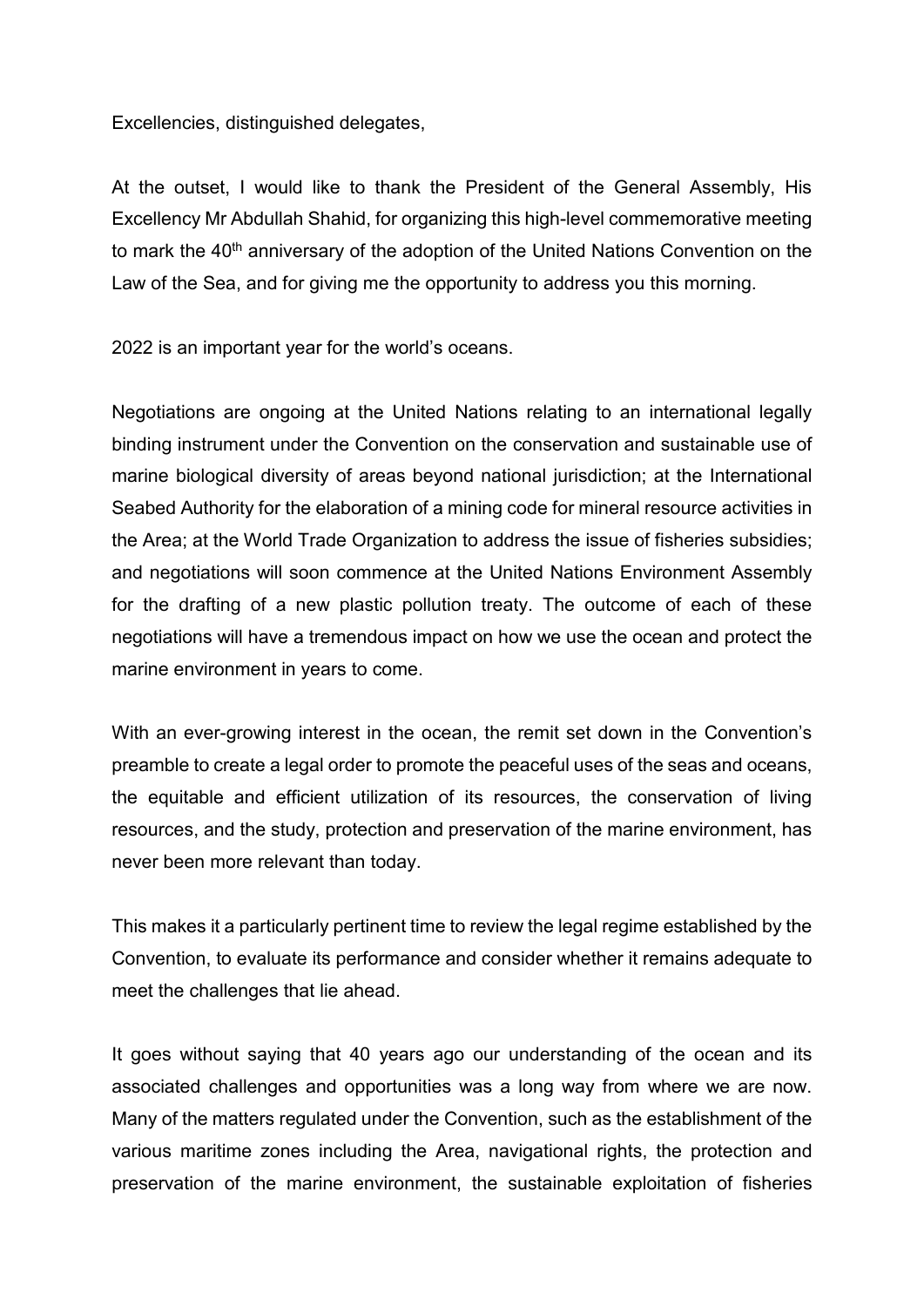Excellencies, distinguished delegates,

At the outset, I would like to thank the President of the General Assembly, His Excellency Mr Abdullah Shahid, for organizing this high-level commemorative meeting to mark the 40th anniversary of the adoption of the United Nations Convention on the Law of the Sea, and for giving me the opportunity to address you this morning.

2022 is an important year for the world's oceans.

Negotiations are ongoing at the United Nations relating to an international legally binding instrument under the Convention on the conservation and sustainable use of marine biological diversity of areas beyond national jurisdiction; at the International Seabed Authority for the elaboration of a mining code for mineral resource activities in the Area; at the World Trade Organization to address the issue of fisheries subsidies; and negotiations will soon commence at the United Nations Environment Assembly for the drafting of a new plastic pollution treaty. The outcome of each of these negotiations will have a tremendous impact on how we use the ocean and protect the marine environment in years to come.

With an ever-growing interest in the ocean, the remit set down in the Convention's preamble to create a legal order to promote the peaceful uses of the seas and oceans, the equitable and efficient utilization of its resources, the conservation of living resources, and the study, protection and preservation of the marine environment, has never been more relevant than today.

This makes it a particularly pertinent time to review the legal regime established by the Convention, to evaluate its performance and consider whether it remains adequate to meet the challenges that lie ahead.

It goes without saying that 40 years ago our understanding of the ocean and its associated challenges and opportunities was a long way from where we are now. Many of the matters regulated under the Convention, such as the establishment of the various maritime zones including the Area, navigational rights, the protection and preservation of the marine environment, the sustainable exploitation of fisheries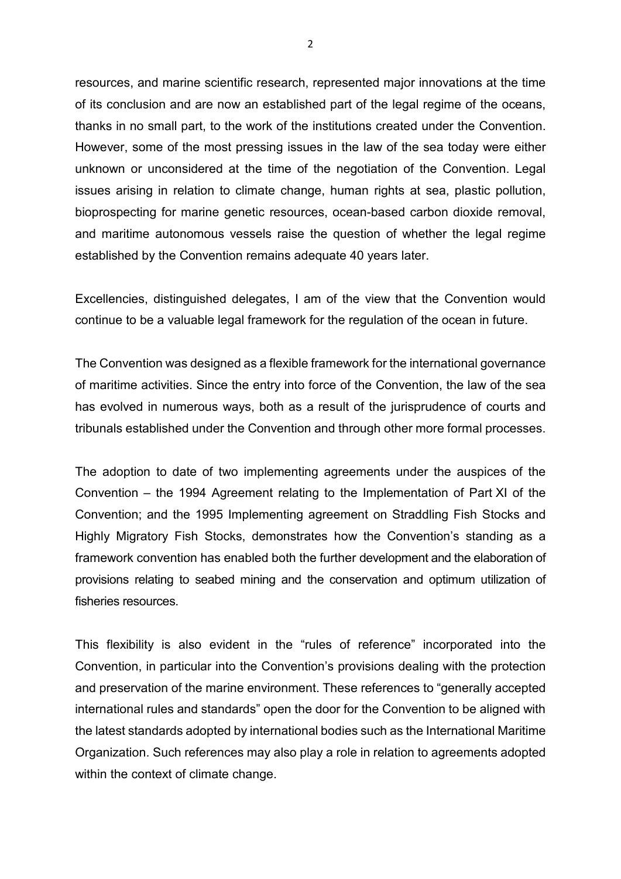resources, and marine scientific research, represented major innovations at the time of its conclusion and are now an established part of the legal regime of the oceans, thanks in no small part, to the work of the institutions created under the Convention. However, some of the most pressing issues in the law of the sea today were either unknown or unconsidered at the time of the negotiation of the Convention. Legal issues arising in relation to climate change, human rights at sea, plastic pollution, bioprospecting for marine genetic resources, ocean-based carbon dioxide removal, and maritime autonomous vessels raise the question of whether the legal regime established by the Convention remains adequate 40 years later.

Excellencies, distinguished delegates, I am of the view that the Convention would continue to be a valuable legal framework for the regulation of the ocean in future.

The Convention was designed as a flexible framework for the international governance of maritime activities. Since the entry into force of the Convention, the law of the sea has evolved in numerous ways, both as a result of the jurisprudence of courts and tribunals established under the Convention and through other more formal processes.

The adoption to date of two implementing agreements under the auspices of the Convention – the 1994 Agreement relating to the Implementation of Part XI of the Convention; and the 1995 Implementing agreement on Straddling Fish Stocks and Highly Migratory Fish Stocks, demonstrates how the Convention's standing as a framework convention has enabled both the further development and the elaboration of provisions relating to seabed mining and the conservation and optimum utilization of fisheries resources.

This flexibility is also evident in the "rules of reference" incorporated into the Convention, in particular into the Convention's provisions dealing with the protection and preservation of the marine environment. These references to "generally accepted international rules and standards" open the door for the Convention to be aligned with the latest standards adopted by international bodies such as the International Maritime Organization. Such references may also play a role in relation to agreements adopted within the context of climate change.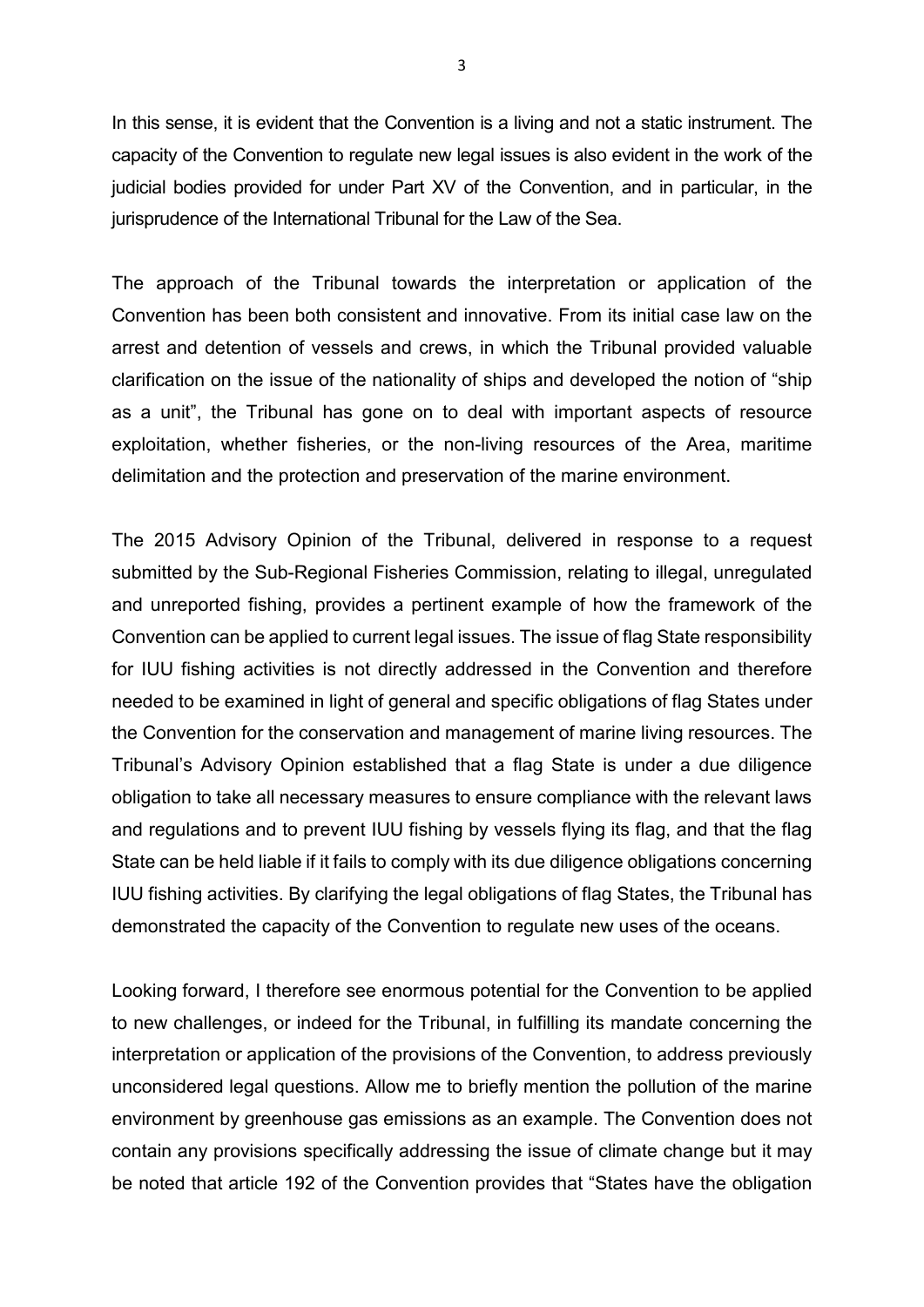In this sense, it is evident that the Convention is a living and not a static instrument. The capacity of the Convention to regulate new legal issues is also evident in the work of the judicial bodies provided for under Part XV of the Convention, and in particular, in the jurisprudence of the International Tribunal for the Law of the Sea.

The approach of the Tribunal towards the interpretation or application of the Convention has been both consistent and innovative. From its initial case law on the arrest and detention of vessels and crews, in which the Tribunal provided valuable clarification on the issue of the nationality of ships and developed the notion of "ship as a unit", the Tribunal has gone on to deal with important aspects of resource exploitation, whether fisheries, or the non-living resources of the Area, maritime delimitation and the protection and preservation of the marine environment.

The 2015 Advisory Opinion of the Tribunal, delivered in response to a request submitted by the Sub-Regional Fisheries Commission, relating to illegal, unregulated and unreported fishing, provides a pertinent example of how the framework of the Convention can be applied to current legal issues. The issue of flag State responsibility for IUU fishing activities is not directly addressed in the Convention and therefore needed to be examined in light of general and specific obligations of flag States under the Convention for the conservation and management of marine living resources. The Tribunal's Advisory Opinion established that a flag State is under a due diligence obligation to take all necessary measures to ensure compliance with the relevant laws and regulations and to prevent IUU fishing by vessels flying its flag, and that the flag State can be held liable if it fails to comply with its due diligence obligations concerning IUU fishing activities. By clarifying the legal obligations of flag States, the Tribunal has demonstrated the capacity of the Convention to regulate new uses of the oceans.

Looking forward, I therefore see enormous potential for the Convention to be applied to new challenges, or indeed for the Tribunal, in fulfilling its mandate concerning the interpretation or application of the provisions of the Convention, to address previously unconsidered legal questions. Allow me to briefly mention the pollution of the marine environment by greenhouse gas emissions as an example. The Convention does not contain any provisions specifically addressing the issue of climate change but it may be noted that article 192 of the Convention provides that "States have the obligation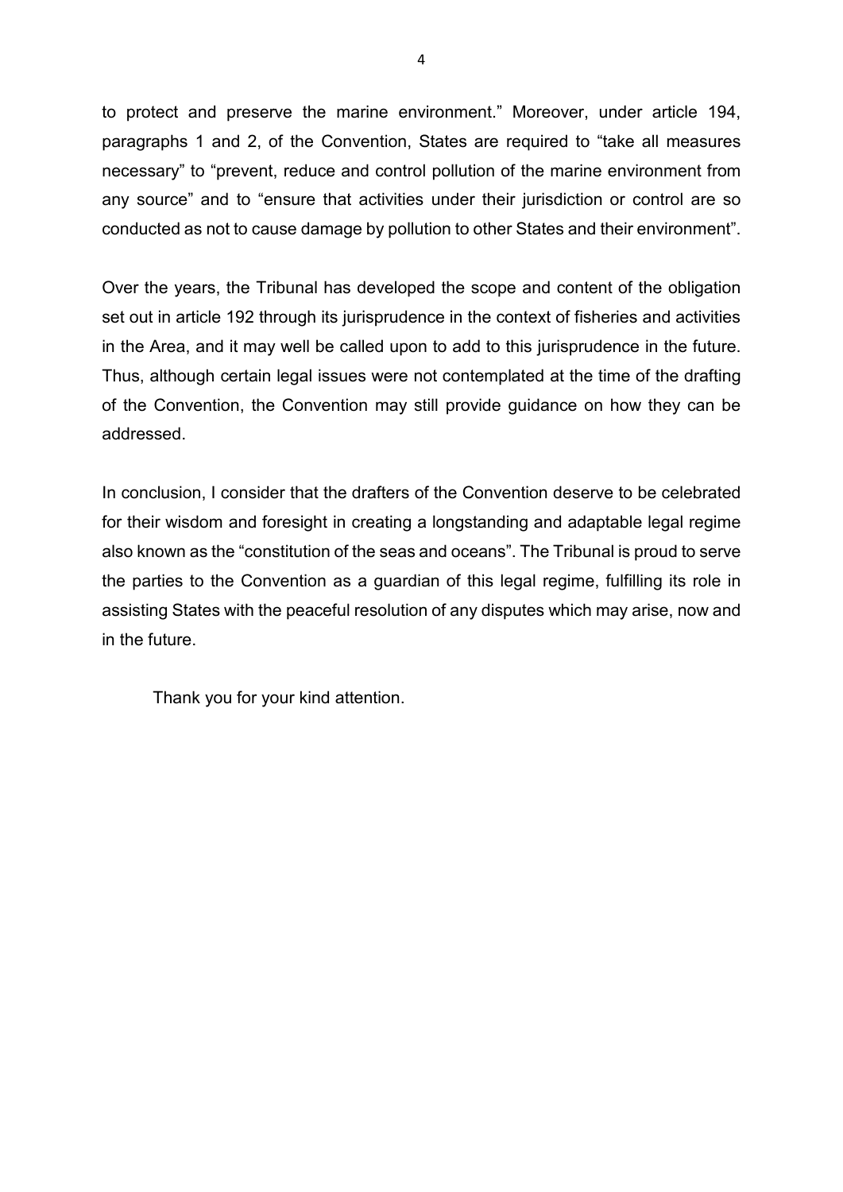to protect and preserve the marine environment." Moreover, under article 194, paragraphs 1 and 2, of the Convention, States are required to "take all measures necessary" to "prevent, reduce and control pollution of the marine environment from any source" and to "ensure that activities under their jurisdiction or control are so conducted as not to cause damage by pollution to other States and their environment".

Over the years, the Tribunal has developed the scope and content of the obligation set out in article 192 through its jurisprudence in the context of fisheries and activities in the Area, and it may well be called upon to add to this jurisprudence in the future. Thus, although certain legal issues were not contemplated at the time of the drafting of the Convention, the Convention may still provide guidance on how they can be addressed.

In conclusion, I consider that the drafters of the Convention deserve to be celebrated for their wisdom and foresight in creating a longstanding and adaptable legal regime also known as the "constitution of the seas and oceans". The Tribunal is proud to serve the parties to the Convention as a guardian of this legal regime, fulfilling its role in assisting States with the peaceful resolution of any disputes which may arise, now and in the future.

Thank you for your kind attention.